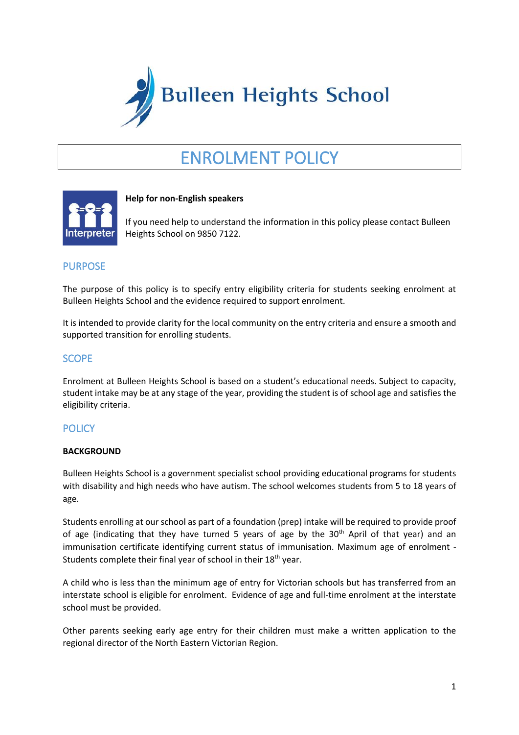# Bulleen Heights School

# ENROLMENT POLICY

**Help for non-English speakers**

If you need help to understand the information in this policy please contact Bulleen Heights School on 9850 7122.

## PURPOSE

The purpose of this policy is to specify entry eligibility criteria for students seeking enrolment at Bulleen Heights School and the evidence required to support enrolment.

It is intended to provide clarity for the local community on the entry criteria and ensure a smooth and supported transition for enrolling students.

## SCOPE

Enrolment at Bulleen Heights School is based on a student's educational needs. Subject to capacity, student intake may be at any stage of the year, providing the student is of school age and satisfies the eligibility criteria.

## POLICY

### BACKGROUND

Bulleen Heights School is a government specialist school providing educational programs for students with disability and high needs who have autism. The school welcomes students from 5 to 18 years of age.

Students enrolling at our school as part of a foundation (prep) intake will be required to provide proof of age (indicating that they have turned 5 years of age by the 30th April of that year) and an immunisation certificate identifying current status of immunisation. Maximum age of enrolment - Students complete their final year of school in their 18th year.

A child who is less than the minimum age of entry for Victorian schools but has transferred from an interstate school is eligible for enrolment. Evidence of age and full-time enrolment at the interstate school must be provided.

Other parents seeking early age entry for their children must make a written application to the regional director of the North Eastern Victorian Region.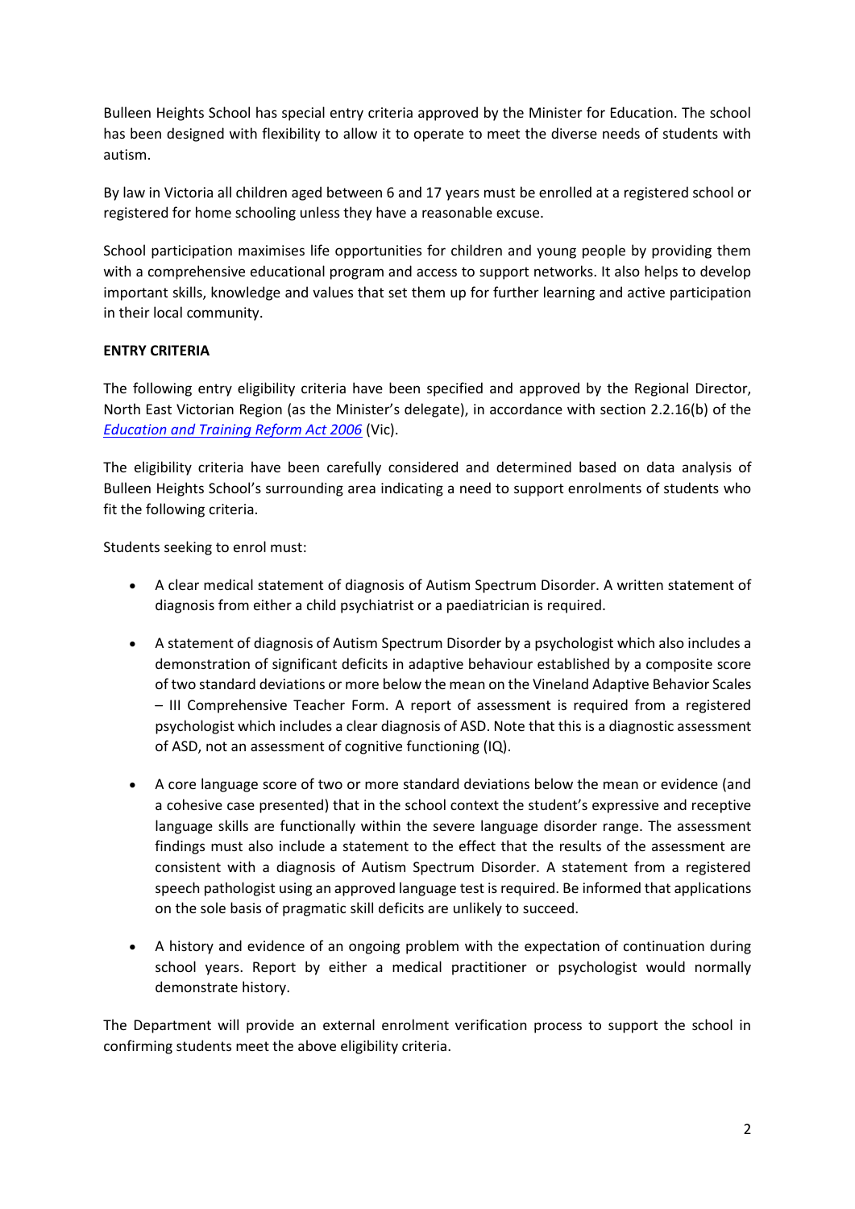Bulleen Heights School has special entry criteria approved by the Minister for Education. The school has been designed with flexibility to allow it to operate to meet the diverse needs of students with autism.

By law in Victoria all children aged between 6 and 17 years must be enrolled at a registered school or registered for home schooling unless they have a reasonable excuse.

School participation maximises life opportunities for children and young people by providing them with a comprehensive educational program and access to support networks. It also helps to develop important skills, knowledge and values that set them up for further learning and active participation in their local community.

**ENTRY CRITERIA**

The following entry eligibility criteria have been specified and approved by the Regional Director, North East Victorian Region (as the Minister's delegate), in accordance with section 2.2.16(b) of the *Education and Training Reform Act 2006* (Vic).

The eligibility criteria have been carefully considered and determined based on data analysis of Bulleen Heights School's surrounding area indicating a need to support enrolments of students who fit the following criteria.

Students seeking to enrol must:

- A clear medical statement of diagnosis of Autism Spectrum Disorder. A written statement of diagnosis from either a child psychiatrist or a paediatrician is required.
- A statement of diagnosis of Autism Spectrum Disorder by a psychologist which also includes a demonstration of significant deficits in adaptive behaviour established by a composite score of two standard deviations or more below the mean on the Vineland Adaptive Behavior Scales – III Comprehensive Teacher Form. A report of assessment is required from a registered psychologist which includes a clear diagnosis of ASD. Note that this is a diagnostic assessment of ASD, not an assessment of cognitive functioning (IQ).
- A core language score of two or more standard deviations below the mean or evidence (and a cohesive case presented) that in the school context the student's expressive and receptive language skills are functionally within the severe language disorder range. The assessment findings must also include a statement to the effect that the results of the assessment are consistent with a diagnosis of Autism Spectrum Disorder. A statement from a registered speech pathologist using an approved language test is required. Be informed that applications on the sole basis of pragmatic skill deficits are unlikely to succeed.
- A history and evidence of an ongoing problem with the expectation of continuation during school years. Report by either a medical practitioner or psychologist would normally demonstrate history.

The Department will provide an external enrolment verification process to support the school in confirming students meet the above eligibility criteria.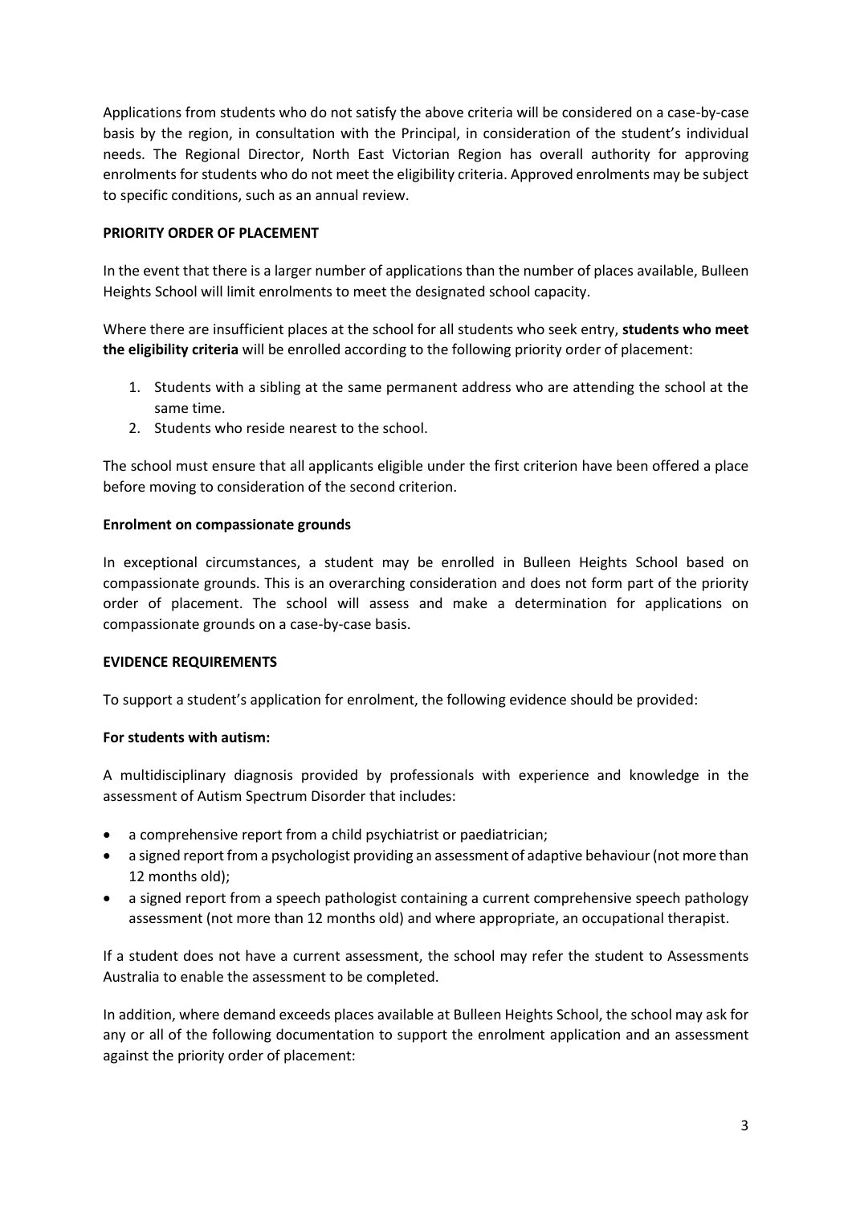Applications from students who do not satisfy the above criteria will be considered on a case-by-case basis by the region, in consultation with the Principal, in consideration of the student's individual needs. The Regional Director, North East Victorian Region has overall authority for approving enrolments for students who do not meet the eligibility criteria. Approved enrolments may be subject to specific conditions, such as an annual review.

## PRIORITY ORDER OF PLACEMENT

In the event that there is a larger number of applications than the number of places available, Bulleen Heights School will limit enrolments to meet the designated school capacity.

Where there are insufficient places at the school for all students who seek entry, **students who meet the eligibility criteria** will be enrolled according to the following priority order of placement:

1. Students with a sibling at the same permanent address who are attending the school at the same time.
2. Students who reside nearest to the school.

The school must ensure that all applicants eligible under the first criterion have been offered a place before moving to consideration of the second criterion.

### Enrolment on compassionate grounds

In exceptional circumstances, a student may be enrolled in Bulleen Heights School based on compassionate grounds. This is an overarching consideration and does not form part of the priority order of placement. The school will assess and make a determination for applications on compassionate grounds on a case-by-case basis.

## EVIDENCE REQUIREMENTS

To support a student's application for enrolment, the following evidence should be provided:

### For students with autism:

A multidisciplinary diagnosis provided by professionals with experience and knowledge in the assessment of Autism Spectrum Disorder that includes:

- a comprehensive report from a child psychiatrist or paediatrician;
- a signed report from a psychologist providing an assessment of adaptive behaviour (not more than 12 months old);
- a signed report from a speech pathologist containing a current comprehensive speech pathology assessment (not more than 12 months old) and where appropriate, an occupational therapist.

If a student does not have a current assessment, the school may refer the student to Assessments Australia to enable the assessment to be completed.

In addition, where demand exceeds places available at Bulleen Heights School, the school may ask for any or all of the following documentation to support the enrolment application and an assessment against the priority order of placement: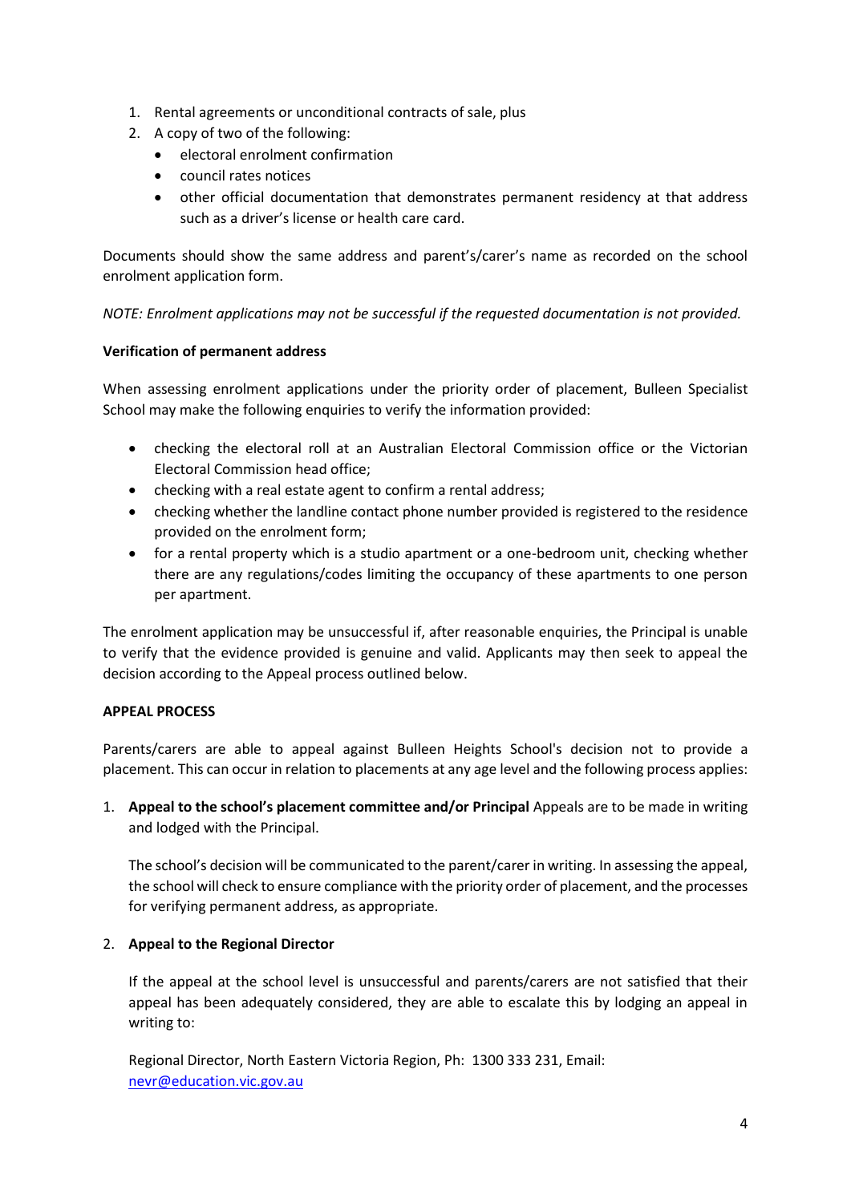1. Rental agreements or unconditional contracts of sale, plus
2. A copy of two of the following:
   - electoral enrolment confirmation
   - council rates notices
   - other official documentation that demonstrates permanent residency at that address such as a driver's license or health care card.

Documents should show the same address and parent's/carer's name as recorded on the school enrolment application form.

*NOTE: Enrolment applications may not be successful if the requested documentation is not provided.*

**Verification of permanent address**

When assessing enrolment applications under the priority order of placement, Bulleen Specialist School may make the following enquiries to verify the information provided:

- checking the electoral roll at an Australian Electoral Commission office or the Victorian Electoral Commission head office;
- checking with a real estate agent to confirm a rental address;
- checking whether the landline contact phone number provided is registered to the residence provided on the enrolment form;
- for a rental property which is a studio apartment or a one-bedroom unit, checking whether there are any regulations/codes limiting the occupancy of these apartments to one person per apartment.

The enrolment application may be unsuccessful if, after reasonable enquiries, the Principal is unable to verify that the evidence provided is genuine and valid. Applicants may then seek to appeal the decision according to the Appeal process outlined below.

**APPEAL PROCESS**

Parents/carers are able to appeal against Bulleen Heights School's decision not to provide a placement. This can occur in relation to placements at any age level and the following process applies:

1. **Appeal to the school's placement committee and/or Principal** Appeals are to be made in writing and lodged with the Principal.

   The school's decision will be communicated to the parent/carer in writing. In assessing the appeal, the school will check to ensure compliance with the priority order of placement, and the processes for verifying permanent address, as appropriate.

2. **Appeal to the Regional Director**

   If the appeal at the school level is unsuccessful and parents/carers are not satisfied that their appeal has been adequately considered, they are able to escalate this by lodging an appeal in writing to:

   Regional Director, North Eastern Victoria Region, Ph: 1300 333 231, Email: nevr@education.vic.gov.au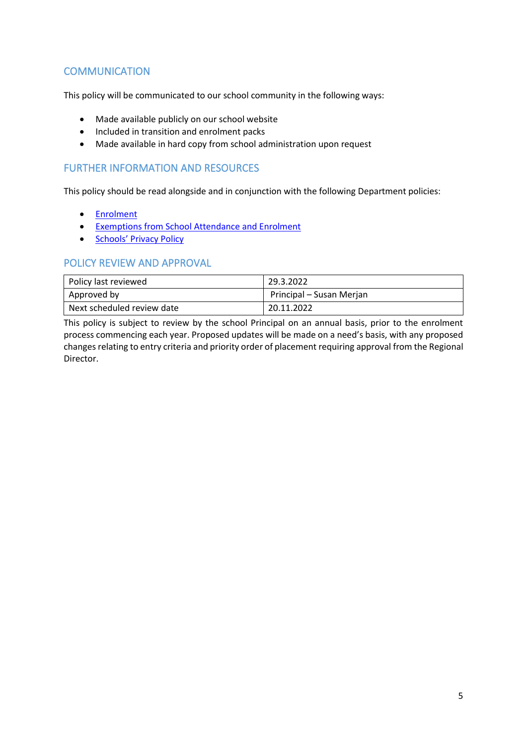## COMMUNICATION

This policy will be communicated to our school community in the following ways:

- Made available publicly on our school website
- Included in transition and enrolment packs
- Made available in hard copy from school administration upon request

## FURTHER INFORMATION AND RESOURCES

This policy should be read alongside and in conjunction with the following Department policies:

- Enrolment
- Exemptions from School Attendance and Enrolment
- Schools' Privacy Policy

## POLICY REVIEW AND APPROVAL

| | |
|---|---|
| Policy last reviewed | 29.3.2022 |
| Approved by | Principal – Susan Merjan |
| Next scheduled review date | 20.11.2022 |

This policy is subject to review by the school Principal on an annual basis, prior to the enrolment process commencing each year. Proposed updates will be made on a need's basis, with any proposed changes relating to entry criteria and priority order of placement requiring approval from the Regional Director.